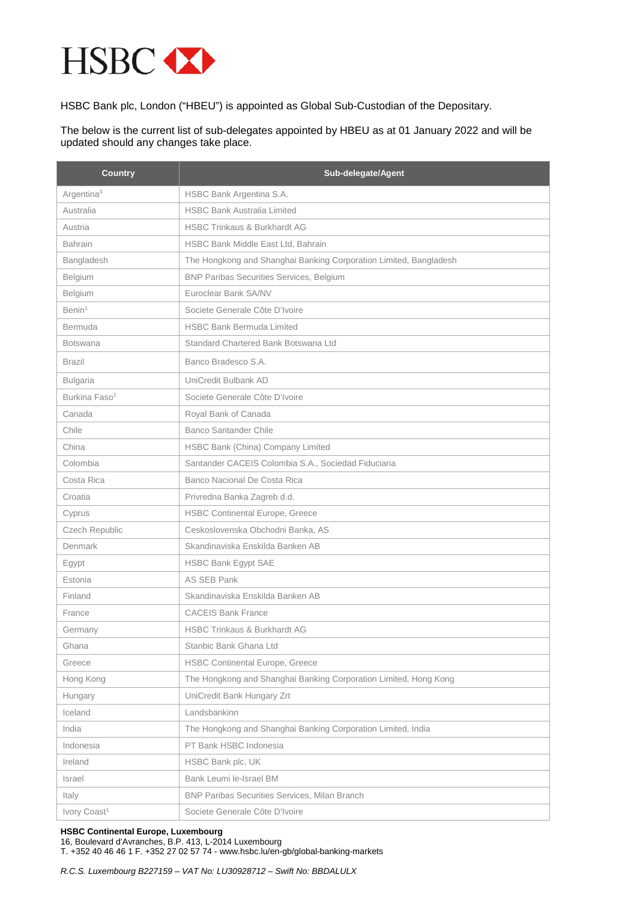HSBC

HSBC Bank plc, London ("HBEU") is appointed as Global Sub-Custodian of the Depositary.

The below is the current list of sub-delegates appointed by HBEU as at 01 January 2022 and will be updated should any changes take place.

| Country | Sub-delegate/Agent |
|---|---|
| Argentina[3] | HSBC Bank Argentina S.A. |
| Australia | HSBC Bank Australia Limited |
| Austria | HSBC Trinkaus & Burkhardt AG |
| Bahrain | HSBC Bank Middle East Ltd, Bahrain |
| Bangladesh | The Hongkong and Shanghai Banking Corporation Limited, Bangladesh |
| Belgium | BNP Paribas Securities Services, Belgium |
| Belgium | Euroclear Bank SA/NV |
| Benin[1] | Societe Generale Côte D'Ivoire |
| Bermuda | HSBC Bank Bermuda Limited |
| Botswana | Standard Chartered Bank Botswana Ltd |
| Brazil | Banco Bradesco S.A. |
| Bulgaria | UniCredit Bulbank AD |
| Burkina Faso[1] | Societe Generale Côte D'Ivoire |
| Canada | Royal Bank of Canada |
| Chile | Banco Santander Chile |
| China | HSBC Bank (China) Company Limited |
| Colombia | Santander CACEIS Colombia S.A., Sociedad Fiduciaria |
| Costa Rica | Banco Nacional De Costa Rica |
| Croatia | Privredna Banka Zagreb d.d. |
| Cyprus | HSBC Continental Europe, Greece |
| Czech Republic | Ceskoslovenska Obchodni Banka, AS |
| Denmark | Skandinaviska Enskilda Banken AB |
| Egypt | HSBC Bank Egypt SAE |
| Estonia | AS SEB Pank |
| Finland | Skandinaviska Enskilda Banken AB |
| France | CACEIS Bank France |
| Germany | HSBC Trinkaus & Burkhardt AG |
| Ghana | Stanbic Bank Ghana Ltd |
| Greece | HSBC Continental Europe, Greece |
| Hong Kong | The Hongkong and Shanghai Banking Corporation Limited, Hong Kong |
| Hungary | UniCredit Bank Hungary Zrt |
| Iceland | Landsbankinn |
| India | The Hongkong and Shanghai Banking Corporation Limited, India |
| Indonesia | PT Bank HSBC Indonesia |
| Ireland | HSBC Bank plc, UK |
| Israel | Bank Leumi le-Israel BM |
| Italy | BNP Paribas Securities Services, Milan Branch |
| Ivory Coast[1] | Societe Generale Côte D'Ivoire |

**HSBC Continental Europe, Luxembourg**
16, Boulevard d'Avranches, B.P. 413, L-2014 Luxembourg
T. +352 40 46 46 1 F. +352 27 02 57 74 - www.hsbc.lu/en-gb/global-banking-markets

*R.C.S. Luxembourg B227159 – VAT No: LU30928712 – Swift No: BBDALULX*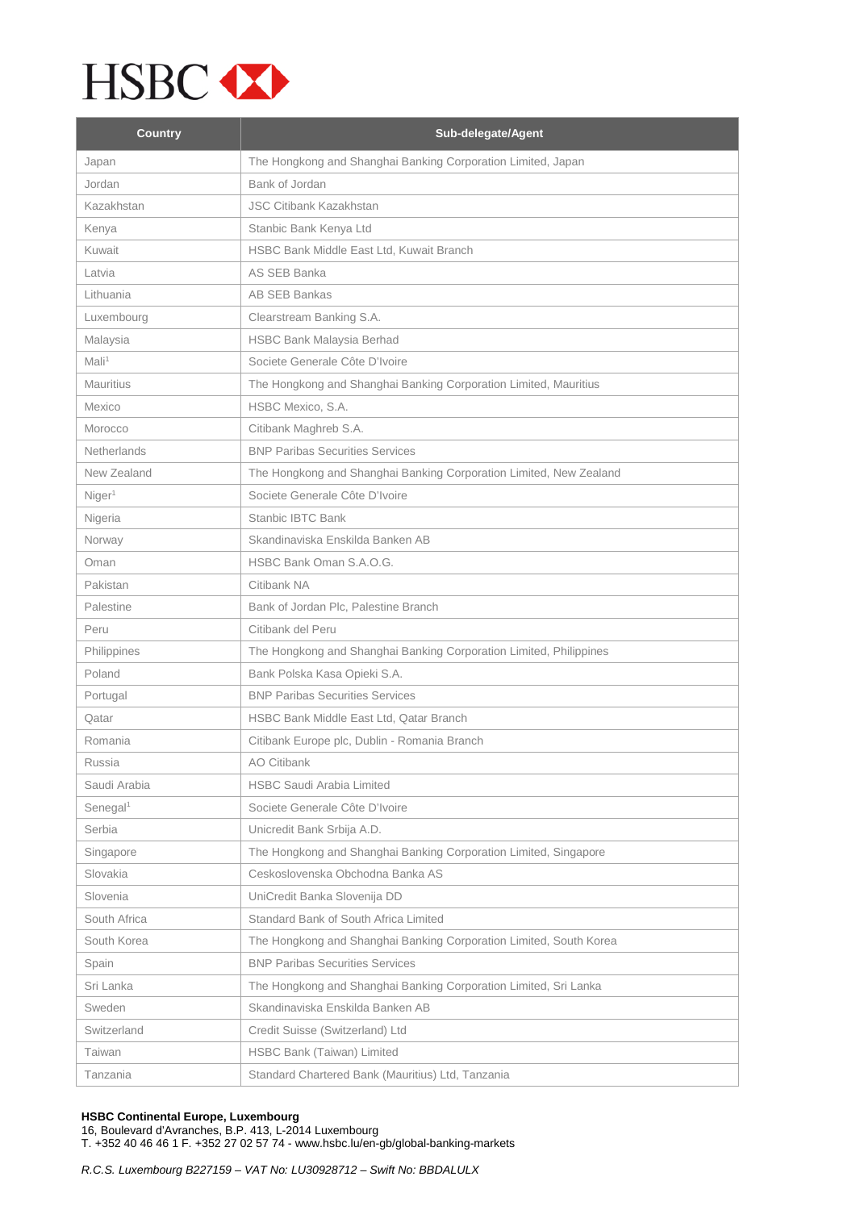| Country | Sub-delegate/Agent |
|---|---|
| Japan | The Hongkong and Shanghai Banking Corporation Limited, Japan |
| Jordan | Bank of Jordan |
| Kazakhstan | JSC Citibank Kazakhstan |
| Kenya | Stanbic Bank Kenya Ltd |
| Kuwait | HSBC Bank Middle East Ltd, Kuwait Branch |
| Latvia | AS SEB Banka |
| Lithuania | AB SEB Bankas |
| Luxembourg | Clearstream Banking S.A. |
| Malaysia | HSBC Bank Malaysia Berhad |
| Mali[1] | Societe Generale Côte D'Ivoire |
| Mauritius | The Hongkong and Shanghai Banking Corporation Limited, Mauritius |
| Mexico | HSBC Mexico, S.A. |
| Morocco | Citibank Maghreb S.A. |
| Netherlands | BNP Paribas Securities Services |
| New Zealand | The Hongkong and Shanghai Banking Corporation Limited, New Zealand |
| Niger[1] | Societe Generale Côte D'Ivoire |
| Nigeria | Stanbic IBTC Bank |
| Norway | Skandinaviska Enskilda Banken AB |
| Oman | HSBC Bank Oman S.A.O.G. |
| Pakistan | Citibank NA |
| Palestine | Bank of Jordan Plc, Palestine Branch |
| Peru | Citibank del Peru |
| Philippines | The Hongkong and Shanghai Banking Corporation Limited, Philippines |
| Poland | Bank Polska Kasa Opieki S.A. |
| Portugal | BNP Paribas Securities Services |
| Qatar | HSBC Bank Middle East Ltd, Qatar Branch |
| Romania | Citibank Europe plc, Dublin - Romania Branch |
| Russia | AO Citibank |
| Saudi Arabia | HSBC Saudi Arabia Limited |
| Senegal[1] | Societe Generale Côte D'Ivoire |
| Serbia | Unicredit Bank Srbija A.D. |
| Singapore | The Hongkong and Shanghai Banking Corporation Limited, Singapore |
| Slovakia | Ceskoslovenska Obchodna Banka AS |
| Slovenia | UniCredit Banka Slovenija DD |
| South Africa | Standard Bank of South Africa Limited |
| South Korea | The Hongkong and Shanghai Banking Corporation Limited, South Korea |
| Spain | BNP Paribas Securities Services |
| Sri Lanka | The Hongkong and Shanghai Banking Corporation Limited, Sri Lanka |
| Sweden | Skandinaviska Enskilda Banken AB |
| Switzerland | Credit Suisse (Switzerland) Ltd |
| Taiwan | HSBC Bank (Taiwan) Limited |
| Tanzania | Standard Chartered Bank (Mauritius) Ltd, Tanzania |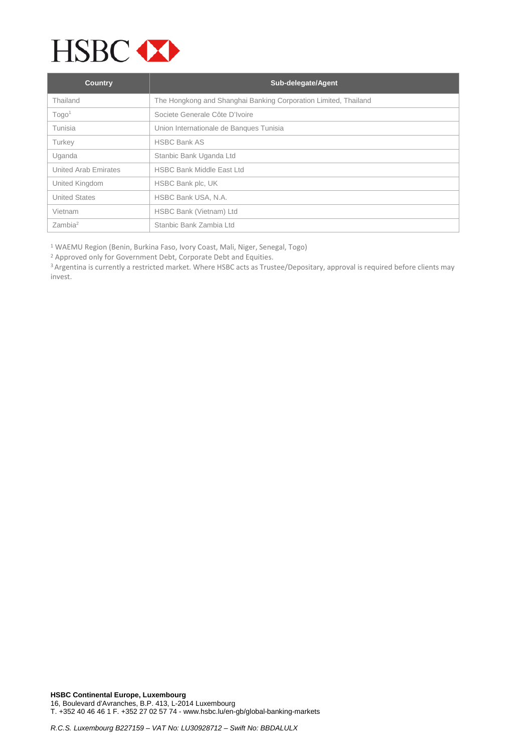| Country | Sub-delegate/Agent |
| --- | --- |
| Thailand | The Hongkong and Shanghai Banking Corporation Limited, Thailand |
| Togo[1] | Societe Generale Côte D'Ivoire |
| Tunisia | Union Internationale de Banques Tunisia |
| Turkey | HSBC Bank AS |
| Uganda | Stanbic Bank Uganda Ltd |
| United Arab Emirates | HSBC Bank Middle East Ltd |
| United Kingdom | HSBC Bank plc, UK |
| United States | HSBC Bank USA, N.A. |
| Vietnam | HSBC Bank (Vietnam) Ltd |
| Zambia[2] | Stanbic Bank Zambia Ltd |

[1] WAEMU Region (Benin, Burkina Faso, Ivory Coast, Mali, Niger, Senegal, Togo)

[2] Approved only for Government Debt, Corporate Debt and Equities.

[3] Argentina is currently a restricted market. Where HSBC acts as Trustee/Depositary, approval is required before clients may invest.

**HSBC Continental Europe, Luxembourg**
16, Boulevard d'Avranches, B.P. 413, L-2014 Luxembourg
T. +352 40 46 46 1 F. +352 27 02 57 74 - www.hsbc.lu/en-gb/global-banking-markets

*R.C.S. Luxembourg B227159 – VAT No: LU30928712 – Swift No: BBDALULX*